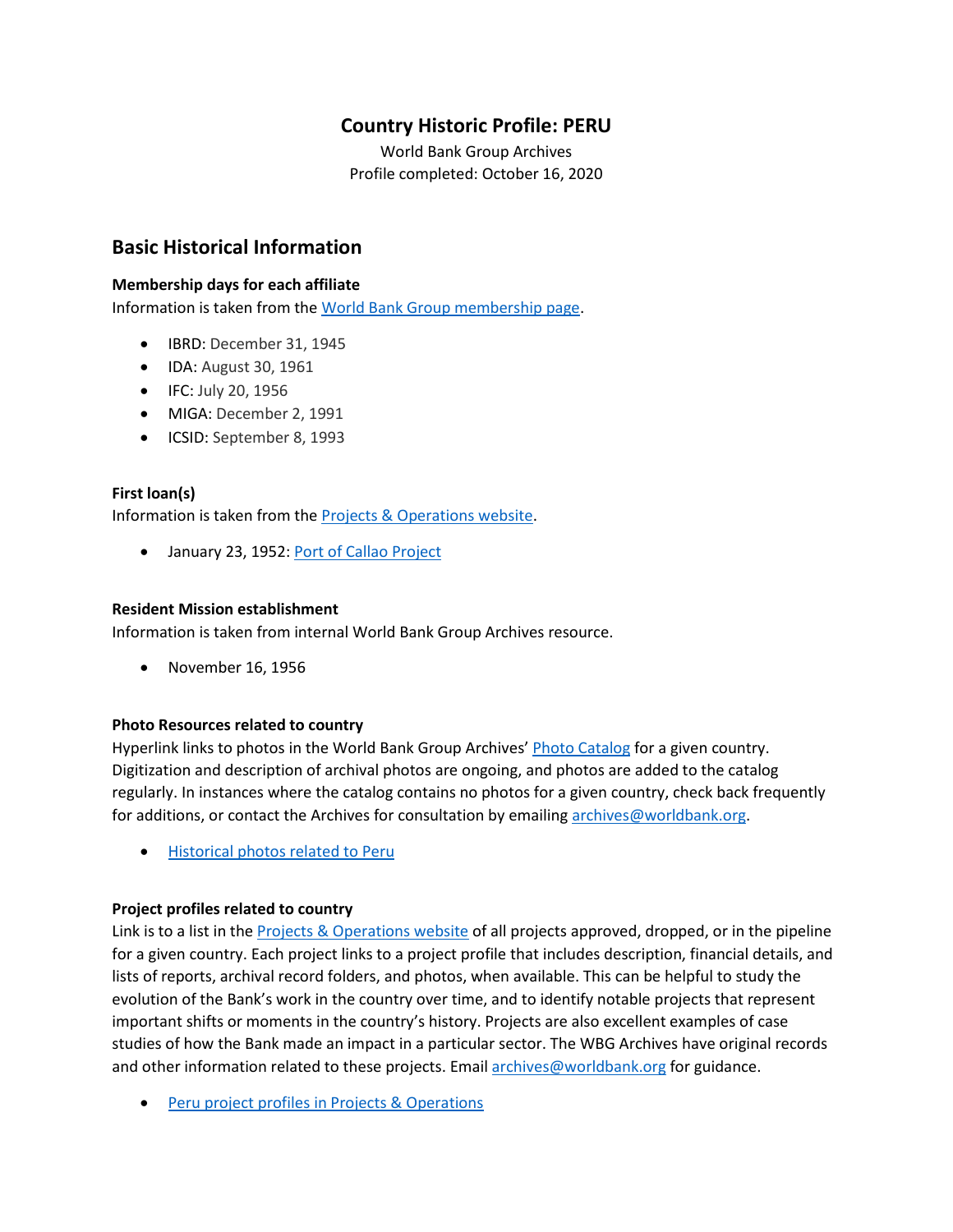# Country Historic Profile: PERU

World Bank Group Archives
Profile completed: October 16, 2020

## Basic Historical Information

### Membership days for each affiliate

Information is taken from the World Bank Group membership page.

- IBRD: December 31, 1945
- IDA: August 30, 1961
- IFC: July 20, 1956
- MIGA: December 2, 1991
- ICSID: September 8, 1993

### First loan(s)

Information is taken from the Projects & Operations website.

- January 23, 1952: Port of Callao Project

### Resident Mission establishment

Information is taken from internal World Bank Group Archives resource.

- November 16, 1956

### Photo Resources related to country

Hyperlink links to photos in the World Bank Group Archives' Photo Catalog for a given country. Digitization and description of archival photos are ongoing, and photos are added to the catalog regularly. In instances where the catalog contains no photos for a given country, check back frequently for additions, or contact the Archives for consultation by emailing archives@worldbank.org.

- Historical photos related to Peru

### Project profiles related to country

Link is to a list in the Projects & Operations website of all projects approved, dropped, or in the pipeline for a given country. Each project links to a project profile that includes description, financial details, and lists of reports, archival record folders, and photos, when available. This can be helpful to study the evolution of the Bank's work in the country over time, and to identify notable projects that represent important shifts or moments in the country's history. Projects are also excellent examples of case studies of how the Bank made an impact in a particular sector. The WBG Archives have original records and other information related to these projects. Email archives@worldbank.org for guidance.

- Peru project profiles in Projects & Operations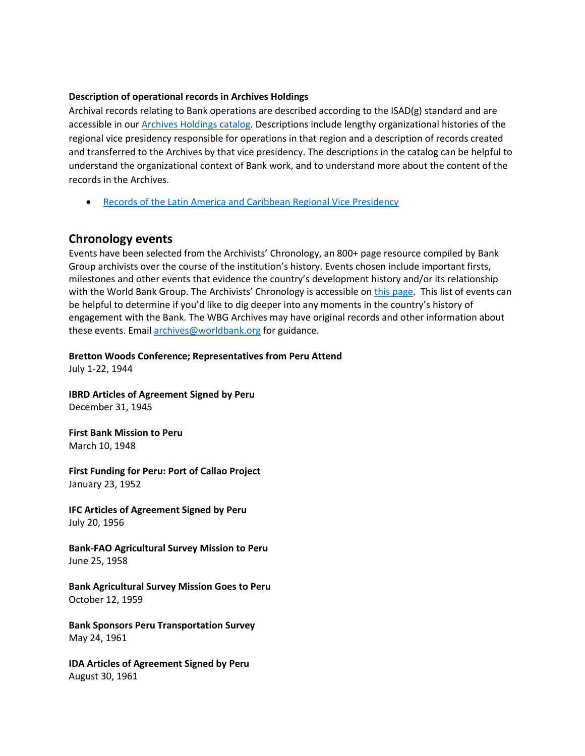**Description of operational records in Archives Holdings**

Archival records relating to Bank operations are described according to the ISAD(g) standard and are accessible in our [Archives Holdings catalog](). Descriptions include lengthy organizational histories of the regional vice presidency responsible for operations in that region and a description of records created and transferred to the Archives by that vice presidency. The descriptions in the catalog can be helpful to understand the organizational context of Bank work, and to understand more about the content of the records in the Archives.

- [Records of the Latin America and Caribbean Regional Vice Presidency]()

## Chronology events

Events have been selected from the Archivists' Chronology, an 800+ page resource compiled by Bank Group archivists over the course of the institution's history. Events chosen include important firsts, milestones and other events that evidence the country's development history and/or its relationship with the World Bank Group. The Archivists' Chronology is accessible on [this page](). This list of events can be helpful to determine if you'd like to dig deeper into any moments in the country's history of engagement with the Bank. The WBG Archives may have original records and other information about these events. Email [archives@worldbank.org](mailto:archives@worldbank.org) for guidance.

**Bretton Woods Conference; Representatives from Peru Attend**
July 1-22, 1944

**IBRD Articles of Agreement Signed by Peru**
December 31, 1945

**First Bank Mission to Peru**
March 10, 1948

**First Funding for Peru: Port of Callao Project**
January 23, 1952

**IFC Articles of Agreement Signed by Peru**
July 20, 1956

**Bank-FAO Agricultural Survey Mission to Peru**
June 25, 1958

**Bank Agricultural Survey Mission Goes to Peru**
October 12, 1959

**Bank Sponsors Peru Transportation Survey**
May 24, 1961

**IDA Articles of Agreement Signed by Peru**
August 30, 1961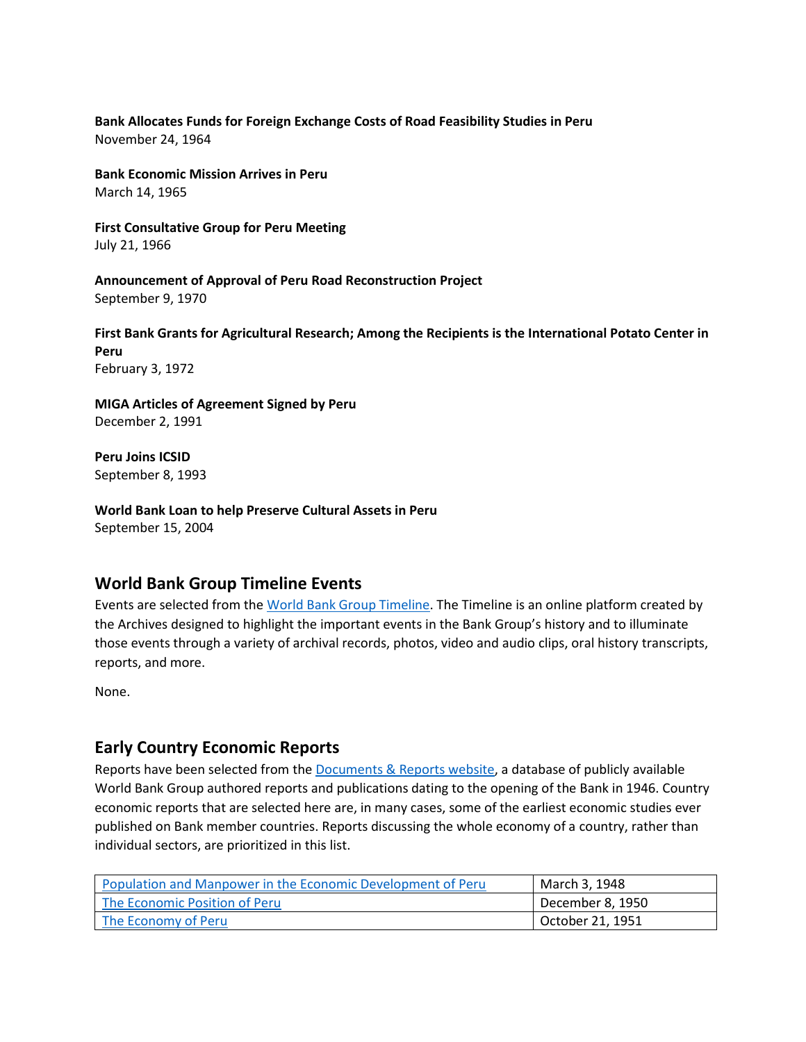**Bank Allocates Funds for Foreign Exchange Costs of Road Feasibility Studies in Peru**
November 24, 1964

**Bank Economic Mission Arrives in Peru**
March 14, 1965

**First Consultative Group for Peru Meeting**
July 21, 1966

**Announcement of Approval of Peru Road Reconstruction Project**
September 9, 1970

**First Bank Grants for Agricultural Research; Among the Recipients is the International Potato Center in Peru**
February 3, 1972

**MIGA Articles of Agreement Signed by Peru**
December 2, 1991

**Peru Joins ICSID**
September 8, 1993

**World Bank Loan to help Preserve Cultural Assets in Peru**
September 15, 2004

## World Bank Group Timeline Events

Events are selected from the World Bank Group Timeline. The Timeline is an online platform created by the Archives designed to highlight the important events in the Bank Group's history and to illuminate those events through a variety of archival records, photos, video and audio clips, oral history transcripts, reports, and more.

None.

## Early Country Economic Reports

Reports have been selected from the Documents & Reports website, a database of publicly available World Bank Group authored reports and publications dating to the opening of the Bank in 1946. Country economic reports that are selected here are, in many cases, some of the earliest economic studies ever published on Bank member countries. Reports discussing the whole economy of a country, rather than individual sectors, are prioritized in this list.

| | |
|---|---|
| Population and Manpower in the Economic Development of Peru | March 3, 1948 |
| The Economic Position of Peru | December 8, 1950 |
| The Economy of Peru | October 21, 1951 |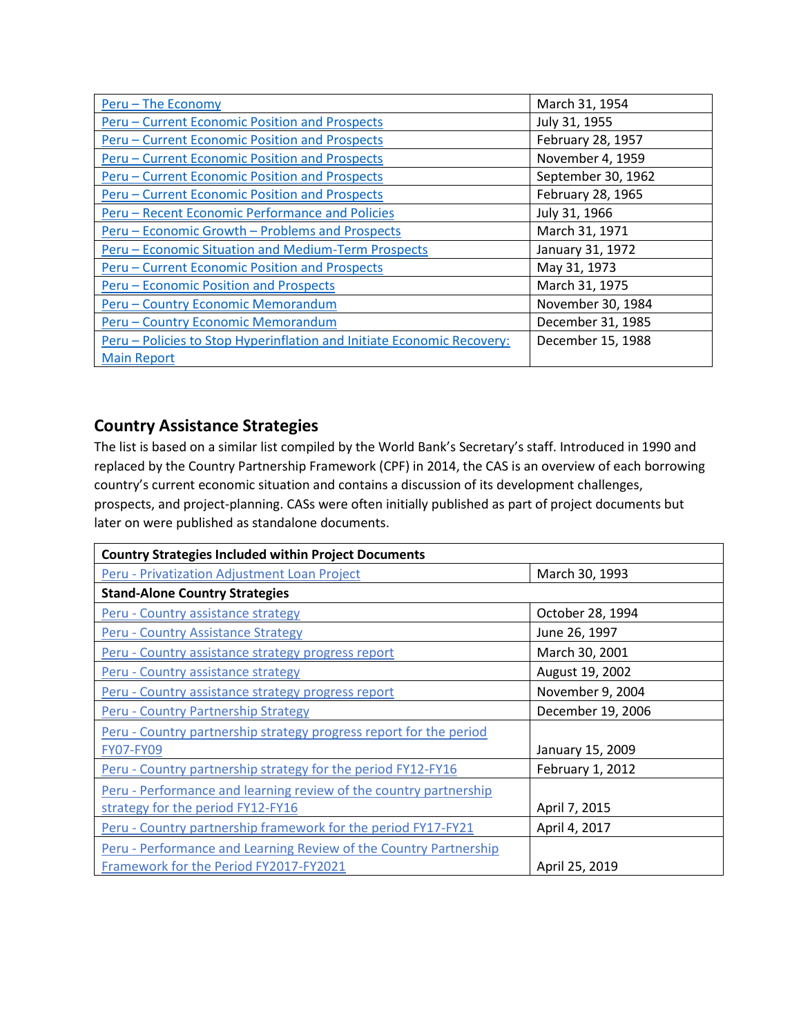| | |
|---|---|
| Peru – The Economy | March 31, 1954 |
| Peru – Current Economic Position and Prospects | July 31, 1955 |
| Peru – Current Economic Position and Prospects | February 28, 1957 |
| Peru – Current Economic Position and Prospects | November 4, 1959 |
| Peru – Current Economic Position and Prospects | September 30, 1962 |
| Peru – Current Economic Position and Prospects | February 28, 1965 |
| Peru – Recent Economic Performance and Policies | July 31, 1966 |
| Peru – Economic Growth – Problems and Prospects | March 31, 1971 |
| Peru – Economic Situation and Medium-Term Prospects | January 31, 1972 |
| Peru – Current Economic Position and Prospects | May 31, 1973 |
| Peru – Economic Position and Prospects | March 31, 1975 |
| Peru – Country Economic Memorandum | November 30, 1984 |
| Peru – Country Economic Memorandum | December 31, 1985 |
| Peru – Policies to Stop Hyperinflation and Initiate Economic Recovery: Main Report | December 15, 1988 |

## Country Assistance Strategies

The list is based on a similar list compiled by the World Bank's Secretary's staff. Introduced in 1990 and replaced by the Country Partnership Framework (CPF) in 2014, the CAS is an overview of each borrowing country's current economic situation and contains a discussion of its development challenges, prospects, and project-planning. CASs were often initially published as part of project documents but later on were published as standalone documents.

| **Country Strategies Included within Project Documents** | |
|---|---|
| Peru - Privatization Adjustment Loan Project | March 30, 1993 |
| **Stand-Alone Country Strategies** | |
| Peru - Country assistance strategy | October 28, 1994 |
| Peru - Country Assistance Strategy | June 26, 1997 |
| Peru - Country assistance strategy progress report | March 30, 2001 |
| Peru - Country assistance strategy | August 19, 2002 |
| Peru - Country assistance strategy progress report | November 9, 2004 |
| Peru - Country Partnership Strategy | December 19, 2006 |
| Peru - Country partnership strategy progress report for the period FY07-FY09 | January 15, 2009 |
| Peru - Country partnership strategy for the period FY12-FY16 | February 1, 2012 |
| Peru - Performance and learning review of the country partnership strategy for the period FY12-FY16 | April 7, 2015 |
| Peru - Country partnership framework for the period FY17-FY21 | April 4, 2017 |
| Peru - Performance and Learning Review of the Country Partnership Framework for the Period FY2017-FY2021 | April 25, 2019 |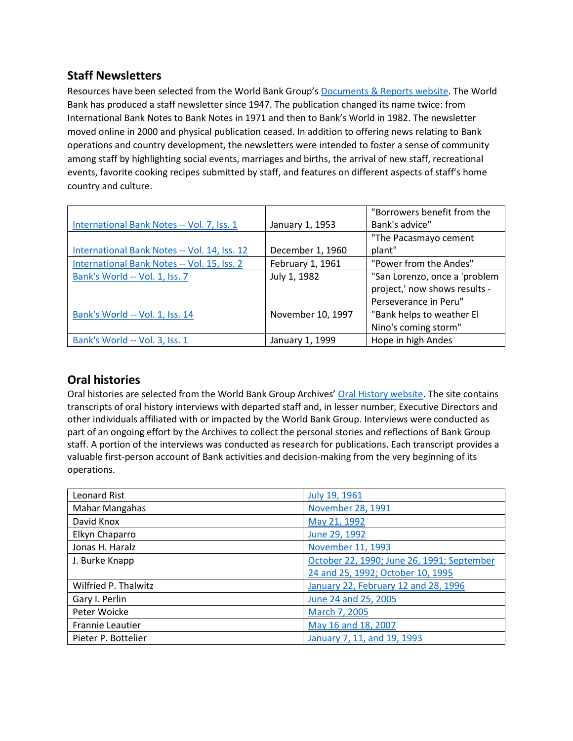## Staff Newsletters

Resources have been selected from the World Bank Group's Documents & Reports website. The World Bank has produced a staff newsletter since 1947. The publication changed its name twice: from International Bank Notes to Bank Notes in 1971 and then to Bank's World in 1982. The newsletter moved online in 2000 and physical publication ceased. In addition to offering news relating to Bank operations and country development, the newsletters were intended to foster a sense of community among staff by highlighting social events, marriages and births, the arrival of new staff, recreational events, favorite cooking recipes submitted by staff, and features on different aspects of staff's home country and culture.

| | | |
|---|---|---|
| International Bank Notes -- Vol. 7, Iss. 1 | January 1, 1953 | "Borrowers benefit from the Bank's advice" |
| International Bank Notes -- Vol. 14, Iss. 12 | December 1, 1960 | "The Pacasmayo cement plant" |
| International Bank Notes -- Vol. 15, Iss. 2 | February 1, 1961 | "Power from the Andes" |
| Bank's World -- Vol. 1, Iss. 7 | July 1, 1982 | "San Lorenzo, once a 'problem project,' now shows results - Perseverance in Peru" |
| Bank's World -- Vol. 1, Iss. 14 | November 10, 1997 | "Bank helps to weather El Nino's coming storm" |
| Bank's World -- Vol. 3, Iss. 1 | January 1, 1999 | Hope in high Andes |

## Oral histories

Oral histories are selected from the World Bank Group Archives' Oral History website. The site contains transcripts of oral history interviews with departed staff and, in lesser number, Executive Directors and other individuals affiliated with or impacted by the World Bank Group. Interviews were conducted as part of an ongoing effort by the Archives to collect the personal stories and reflections of Bank Group staff. A portion of the interviews was conducted as research for publications. Each transcript provides a valuable first-person account of Bank activities and decision-making from the very beginning of its operations.

| | |
|---|---|
| Leonard Rist | July 19, 1961 |
| Mahar Mangahas | November 28, 1991 |
| David Knox | May 21, 1992 |
| Elkyn Chaparro | June 29, 1992 |
| Jonas H. Haralz | November 11, 1993 |
| J. Burke Knapp | October 22, 1990; June 26, 1991; September 24 and 25, 1992; October 10, 1995 |
| Wilfried P. Thalwitz | January 22, February 12 and 28, 1996 |
| Gary I. Perlin | June 24 and 25, 2005 |
| Peter Woicke | March 7, 2005 |
| Frannie Leautier | May 16 and 18, 2007 |
| Pieter P. Bottelier | January 7, 11, and 19, 1993 |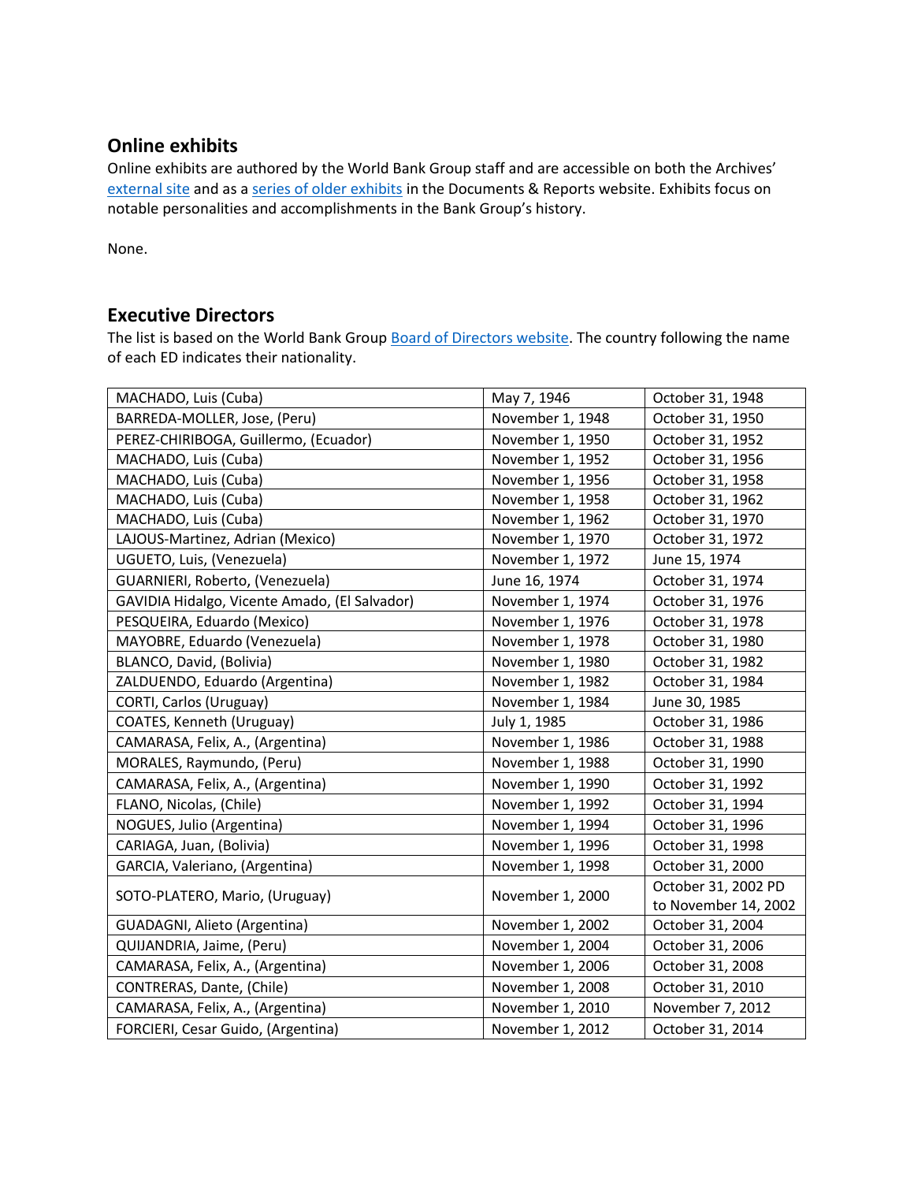## Online exhibits

Online exhibits are authored by the World Bank Group staff and are accessible on both the Archives' external site and as a series of older exhibits in the Documents & Reports website. Exhibits focus on notable personalities and accomplishments in the Bank Group's history.

None.

## Executive Directors

The list is based on the World Bank Group Board of Directors website. The country following the name of each ED indicates their nationality.

| | | |
|---|---|---|
| MACHADO, Luis (Cuba) | May 7, 1946 | October 31, 1948 |
| BARREDA-MOLLER, Jose, (Peru) | November 1, 1948 | October 31, 1950 |
| PEREZ-CHIRIBOGA, Guillermo, (Ecuador) | November 1, 1950 | October 31, 1952 |
| MACHADO, Luis (Cuba) | November 1, 1952 | October 31, 1956 |
| MACHADO, Luis (Cuba) | November 1, 1956 | October 31, 1958 |
| MACHADO, Luis (Cuba) | November 1, 1958 | October 31, 1962 |
| MACHADO, Luis (Cuba) | November 1, 1962 | October 31, 1970 |
| LAJOUS-Martinez, Adrian (Mexico) | November 1, 1970 | October 31, 1972 |
| UGUETO, Luis, (Venezuela) | November 1, 1972 | June 15, 1974 |
| GUARNIERI, Roberto, (Venezuela) | June 16, 1974 | October 31, 1974 |
| GAVIDIA Hidalgo, Vicente Amado, (El Salvador) | November 1, 1974 | October 31, 1976 |
| PESQUEIRA, Eduardo (Mexico) | November 1, 1976 | October 31, 1978 |
| MAYOBRE, Eduardo (Venezuela) | November 1, 1978 | October 31, 1980 |
| BLANCO, David, (Bolivia) | November 1, 1980 | October 31, 1982 |
| ZALDUENDO, Eduardo (Argentina) | November 1, 1982 | October 31, 1984 |
| CORTI, Carlos (Uruguay) | November 1, 1984 | June 30, 1985 |
| COATES, Kenneth (Uruguay) | July 1, 1985 | October 31, 1986 |
| CAMARASA, Felix, A., (Argentina) | November 1, 1986 | October 31, 1988 |
| MORALES, Raymundo, (Peru) | November 1, 1988 | October 31, 1990 |
| CAMARASA, Felix, A., (Argentina) | November 1, 1990 | October 31, 1992 |
| FLANO, Nicolas, (Chile) | November 1, 1992 | October 31, 1994 |
| NOGUES, Julio (Argentina) | November 1, 1994 | October 31, 1996 |
| CARIAGA, Juan, (Bolivia) | November 1, 1996 | October 31, 1998 |
| GARCIA, Valeriano, (Argentina) | November 1, 1998 | October 31, 2000 |
| SOTO-PLATERO, Mario, (Uruguay) | November 1, 2000 | October 31, 2002 PD to November 14, 2002 |
| GUADAGNI, Alieto (Argentina) | November 1, 2002 | October 31, 2004 |
| QUIJANDRIA, Jaime, (Peru) | November 1, 2004 | October 31, 2006 |
| CAMARASA, Felix, A., (Argentina) | November 1, 2006 | October 31, 2008 |
| CONTRERAS, Dante, (Chile) | November 1, 2008 | October 31, 2010 |
| CAMARASA, Felix, A., (Argentina) | November 1, 2010 | November 7, 2012 |
| FORCIERI, Cesar Guido, (Argentina) | November 1, 2012 | October 31, 2014 |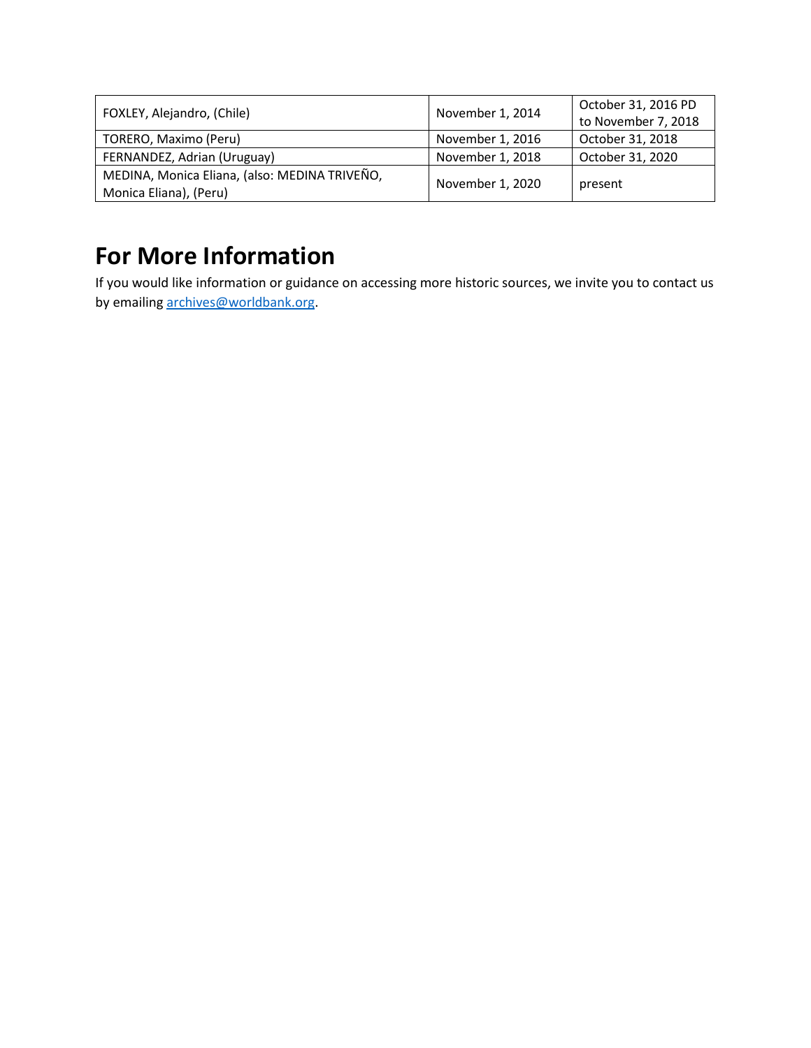| | | |
|---|---|---|
| FOXLEY, Alejandro, (Chile) | November 1, 2014 | October 31, 2016 PD to November 7, 2018 |
| TORERO, Maximo (Peru) | November 1, 2016 | October 31, 2018 |
| FERNANDEZ, Adrian (Uruguay) | November 1, 2018 | October 31, 2020 |
| MEDINA, Monica Eliana, (also: MEDINA TRIVEÑO, Monica Eliana), (Peru) | November 1, 2020 | present |

# For More Information

If you would like information or guidance on accessing more historic sources, we invite you to contact us by emailing archives@worldbank.org.